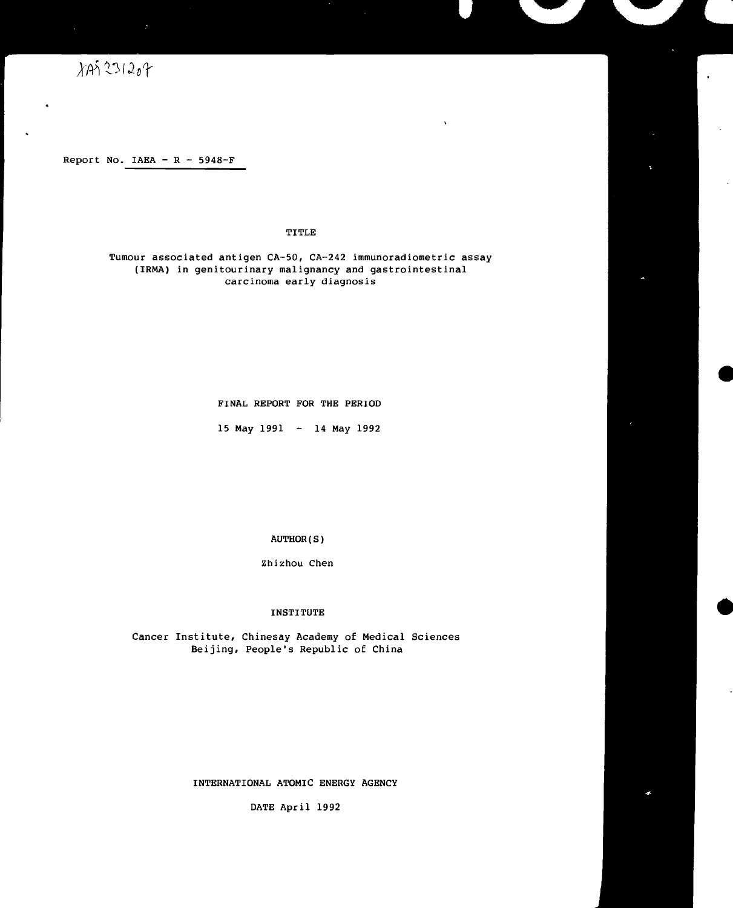XA9231207

Report No. IAEA - R - 5948-F

TITLE

Tumour associated antigen CA-50, CA-242 immunoradiometric assay (IRMA) in genitourinary malignancy and gastrointestinal carcinoma early diagnosis

FINAL REPORT FOR THE PERIOD

15 May 1991 - 14 May 1992

AUTHOR(S)

Zhizhou Chen

INSTITUTE

Cancer Institute, Chinesay Academy of Medical Sciences
Beijing, People's Republic of China

INTERNATIONAL ATOMIC ENERGY AGENCY

DATE April 1992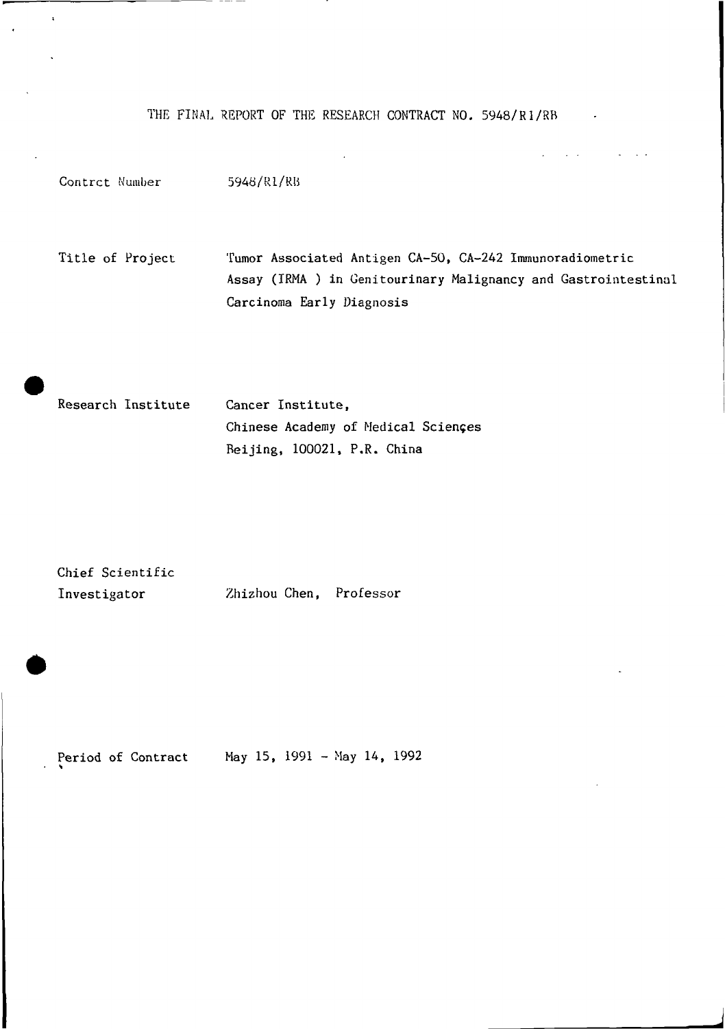# THE FINAL REPORT OF THE RESEARCH CONTRACT NO. 5948/R1/RB

Contrct Number 5948/R1/RB

Title of Project Tumor Associated Antigen CA-50, CA-242 Immunoradiometric Assay (IRMA ) in Genitourinary Malignancy and Gastrointestinal Carcinoma Early Diagnosis

Research Institute Cancer Institute,
Chinese Academy of Medical Sciençes
Beijing, 100021, P.R. China

Chief Scientific Investigator Zhizhou Chen, Professor

Period of Contract May 15, 1991 - May 14, 1992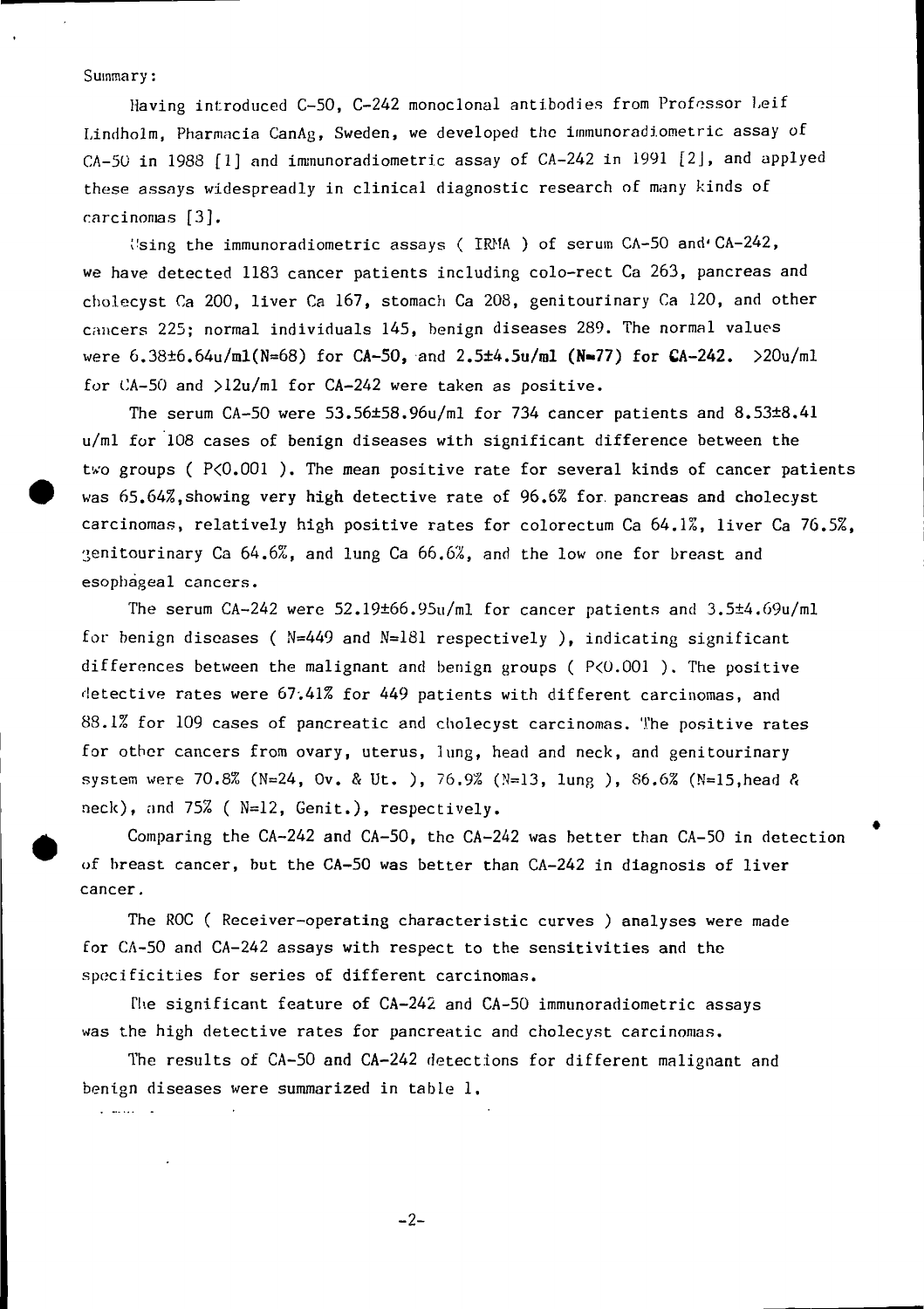Summary:

Having introduced C-50, C-242 monoclonal antibodies from Professor Leif Lindholm, Pharmacia CanAg, Sweden, we developed the immunoradiometric assay of CA-50 in 1988 [1] and immunoradiometric assay of CA-242 in 1991 [2], and applyed these assays widespreadly in clinical diagnostic research of many kinds of carcinomas [3].

Using the immunoradiometric assays ( IRMA ) of serum CA-50 and CA-242, we have detected 1183 cancer patients including colo-rect Ca 263, pancreas and cholecyst Ca 200, liver Ca 167, stomach Ca 208, genitourinary Ca 120, and other cancers 225; normal individuals 145, benign diseases 289. The normal values were 6.38±6.64u/ml(N=68) for CA-50, and 2.5±4.5u/ml (N=77) for CA-242. >20u/ml for CA-50 and >12u/ml for CA-242 were taken as positive.

The serum CA-50 were 53.56±58.96u/ml for 734 cancer patients and 8.53±8.41 u/ml for 108 cases of benign diseases with significant difference between the two groups ( $P<0.001$ ). The mean positive rate for several kinds of cancer patients was 65.64%,showing very high detective rate of 96.6% for pancreas and cholecyst carcinomas, relatively high positive rates for colorectum Ca 64.1%, liver Ca 76.5%, genitourinary Ca 64.6%, and lung Ca 66.6%, and the low one for breast and esophageal cancers.

The serum CA-242 were 52.19±66.95u/ml for cancer patients and 3.5±4.69u/ml for benign diseases ( N=449 and N=181 respectively ), indicating significant differences between the malignant and benign groups ( $P<0.001$ ). The positive detective rates were 67.41% for 449 patients with different carcinomas, and 88.1% for 109 cases of pancreatic and cholecyst carcinomas. The positive rates for other cancers from ovary, uterus, lung, head and neck, and genitourinary system were 70.8% (N=24, Ov. & Ut. ), 76.9% (N=13, lung ), 86.6% (N=15,head & neck), and 75% ( N=12, Genit.), respectively.

Comparing the CA-242 and CA-50, the CA-242 was better than CA-50 in detection of breast cancer, but the CA-50 was better than CA-242 in diagnosis of liver cancer.

The ROC ( Receiver-operating characteristic curves ) analyses were made for CA-50 and CA-242 assays with respect to the sensitivities and the specificities for series of different carcinomas.

The significant feature of CA-242 and CA-50 immunoradiometric assays was the high detective rates for pancreatic and cholecyst carcinomas.

The results of CA-50 and CA-242 detections for different malignant and benign diseases were summarized in table 1.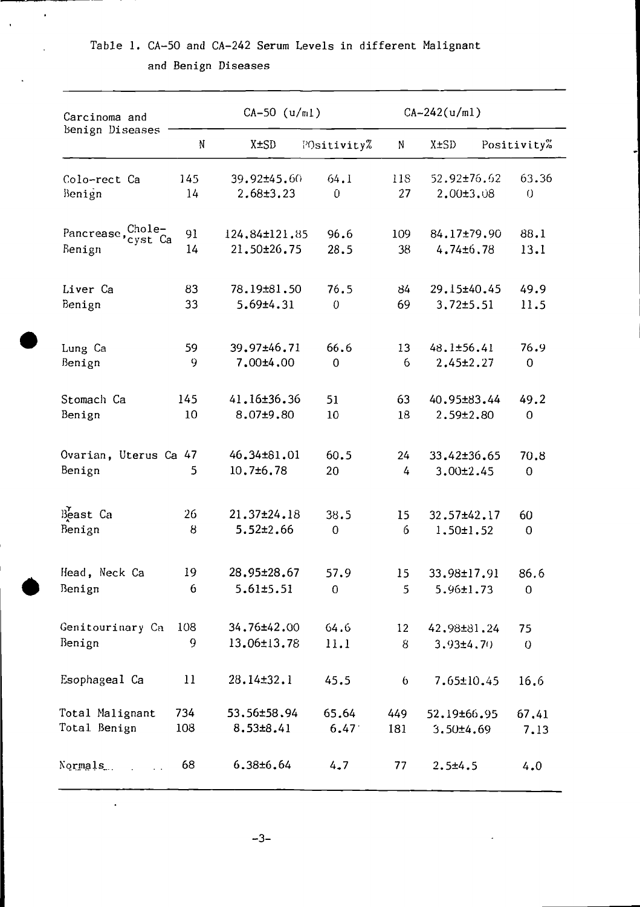Table 1. CA-50 and CA-242 Serum Levels in different Malignant and Benign Diseases

| Carcinoma and Benign Diseases | CA-50 (u/ml) | | | CA-242(u/ml) | | |
|---|---|---|---|---|---|---|
| | N | X±SD | POsitivity% | N | X±SD | Positivity% |
| Colo-rect Ca | 145 | 39.92±45.60 | 64.1 | 118 | 52.92±76.62 | 63.36 |
| Benign | 14 | 2.68±3.23 | 0 | 27 | 2.00±3.08 | 0 |
| Pancrease, Chole-cyst Ca | 91 | 124.84±121.85 | 96.6 | 109 | 84.17±79.90 | 88.1 |
| Benign | 14 | 21.50±26.75 | 28.5 | 38 | 4.74±6.78 | 13.1 |
| Liver Ca | 83 | 78.19±81.50 | 76.5 | 84 | 29.15±40.45 | 49.9 |
| Benign | 33 | 5.69±4.31 | 0 | 69 | 3.72±5.51 | 11.5 |
| Lung Ca | 59 | 39.97±46.71 | 66.6 | 13 | 48.1±56.41 | 76.9 |
| Benign | 9 | 7.00±4.00 | 0 | 6 | 2.45±2.27 | 0 |
| Stomach Ca | 145 | 41.16±36.36 | 51 | 63 | 40.95±83.44 | 49.2 |
| Benign | 10 | 8.07±9.80 | 10 | 18 | 2.59±2.80 | 0 |
| Ovarian, Uterus Ca | 47 | 46.34±81.01 | 60.5 | 24 | 33.42±36.65 | 70.8 |
| Benign | 5 | 10.7±6.78 | 20 | 4 | 3.00±2.45 | 0 |
| Beast Ca | 26 | 21.37±24.18 | 38.5 | 15 | 32.57±42.17 | 60 |
| Benign | 8 | 5.52±2.66 | 0 | 6 | 1.50±1.52 | 0 |
| Head, Neck Ca | 19 | 28.95±28.67 | 57.9 | 15 | 33.98±17.91 | 86.6 |
| Benign | 6 | 5.61±5.51 | 0 | 5 | 5.96±1.73 | 0 |
| Genitourinary Ca | 108 | 34.76±42.00 | 64.6 | 12 | 42.98±81.24 | 75 |
| Benign | 9 | 13.06±13.78 | 11.1 | 8 | 3.93±4.70 | 0 |
| Esophageal Ca | 11 | 28.14±32.1 | 45.5 | 6 | 7.65±10.45 | 16.6 |
| Total Malignant | 734 | 53.56±58.94 | 65.64 | 449 | 52.19±66.95 | 67.41 |
| Total Benign | 108 | 8.53±8.41 | 6.47 | 181 | 3.50±4.69 | 7.13 |
| Normals | 68 | 6.38±6.64 | 4.7 | 77 | 2.5±4.5 | 4.0 |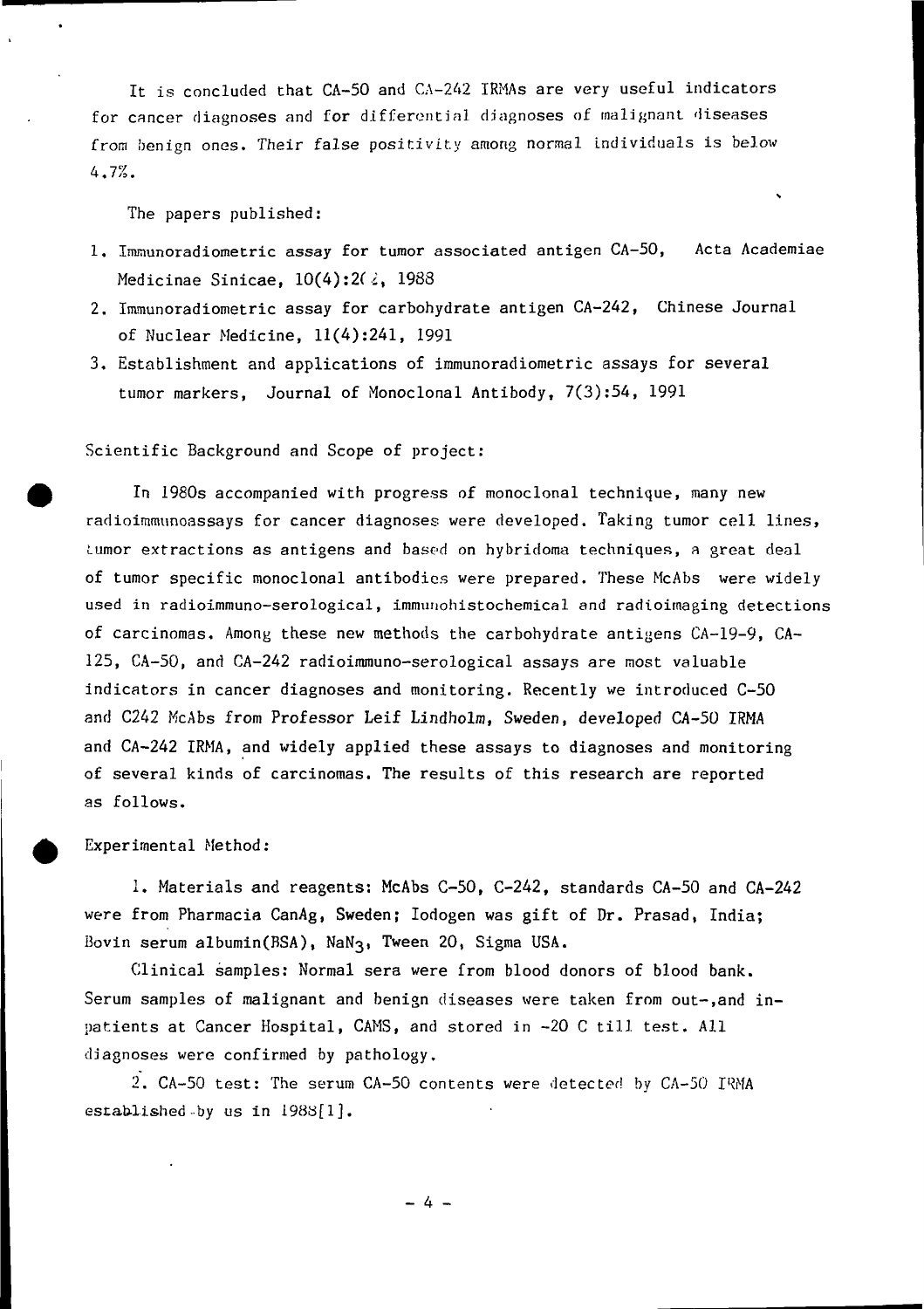It is concluded that CA-50 and CA-242 IRMAs are very useful indicators for cancer diagnoses and for differential diagnoses of malignant diseases from benign ones. Their false positivity among normal individuals is below 4.7%.

The papers published:

1. Immunoradiometric assay for tumor associated antigen CA-50, Acta Academiae Medicinae Sinicae, 10(4):2(2, 1988
2. Immunoradiometric assay for carbohydrate antigen CA-242, Chinese Journal of Nuclear Medicine, 11(4):241, 1991
3. Establishment and applications of immunoradiometric assays for several tumor markers, Journal of Monoclonal Antibody, 7(3):54, 1991

Scientific Background and Scope of project:

In 1980s accompanied with progress of monoclonal technique, many new radioimmunoassays for cancer diagnoses were developed. Taking tumor cell lines, tumor extractions as antigens and based on hybridoma techniques, a great deal of tumor specific monoclonal antibodies were prepared. These McAbs were widely used in radioimmuno-serological, immunohistochemical and radioimaging detections of carcinomas. Among these new methods the carbohydrate antigens CA-19-9, CA-125, CA-50, and CA-242 radioimmuno-serological assays are most valuable indicators in cancer diagnoses and monitoring. Recently we introduced C-50 and C242 McAbs from Professor Leif Lindholm, Sweden, developed CA-50 IRMA and CA-242 IRMA, and widely applied these assays to diagnoses and monitoring of several kinds of carcinomas. The results of this research are reported as follows.

Experimental Method:

1. Materials and reagents: McAbs C-50, C-242, standards CA-50 and CA-242 were from Pharmacia CanAg, Sweden; Iodogen was gift of Dr. Prasad, India; Bovin serum albumin(BSA), $NaN_3$, Tween 20, Sigma USA.

Clinical samples: Normal sera were from blood donors of blood bank. Serum samples of malignant and benign diseases were taken from out-,and in-patients at Cancer Hospital, CAMS, and stored in -20 C till test. All diagnoses were confirmed by pathology.

2. CA-50 test: The serum CA-50 contents were detected by CA-50 IRMA established by us in 1988[1].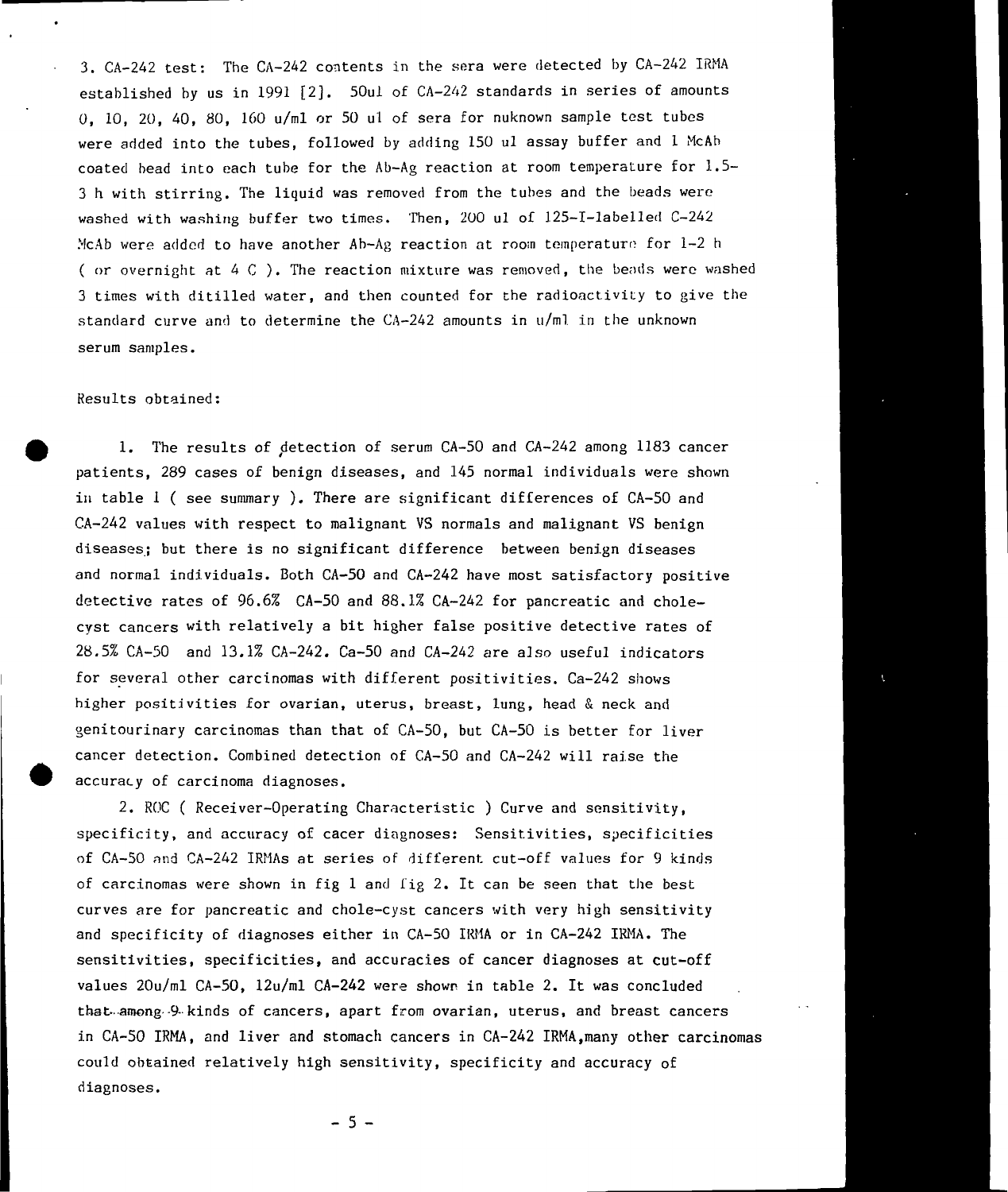3. CA-242 test: The CA-242 contents in the sera were detected by CA-242 IRMA established by us in 1991 [2]. 50ul of CA-242 standards in series of amounts 0, 10, 20, 40, 80, 160 u/ml or 50 ul of sera for nuknown sample test tubes were added into the tubes, followed by adding 150 ul assay buffer and 1 McAb coated bead into each tube for the Ab-Ag reaction at room temperature for 1.5-3 h with stirring. The liquid was removed from the tubes and the beads were washed with washing buffer two times. Then, 200 ul of 125-I-labelled C-242 McAb were added to have another Ab-Ag reaction at room temperature for 1-2 h ( or overnight at 4 C ). The reaction mixture was removed, the beads were washed 3 times with ditilled water, and then counted for the radioactivity to give the standard curve and to determine the CA-242 amounts in u/ml in the unknown serum samples.

Results obtained:

1. The results of detection of serum CA-50 and CA-242 among 1183 cancer patients, 289 cases of benign diseases, and 145 normal individuals were shown in table 1 ( see summary ). There are significant differences of CA-50 and CA-242 values with respect to malignant VS normals and malignant VS benign diseases; but there is no significant difference between benign diseases and normal individuals. Both CA-50 and CA-242 have most satisfactory positive detective rates of 96.6% CA-50 and 88.1% CA-242 for pancreatic and chole-cyst cancers with relatively a bit higher false positive detective rates of 28.5% CA-50 and 13.1% CA-242. Ca-50 and CA-242 are also useful indicators for several other carcinomas with different positivities. Ca-242 shows higher positivities for ovarian, uterus, breast, lung, head & neck and genitourinary carcinomas than that of CA-50, but CA-50 is better for liver cancer detection. Combined detection of CA-50 and CA-242 will raise the accuracy of carcinoma diagnoses.

2. ROC ( Receiver-Operating Characteristic ) Curve and sensitivity, specificity, and accuracy of cacer diagnoses: Sensitivities, specificities of CA-50 and CA-242 IRMAs at series of different cut-off values for 9 kinds of carcinomas were shown in fig 1 and fig 2. It can be seen that the best curves are for pancreatic and chole-cyst cancers with very high sensitivity and specificity of diagnoses either in CA-50 IRMA or in CA-242 IRMA. The sensitivities, specificities, and accuracies of cancer diagnoses at cut-off values 20u/ml CA-50, 12u/ml CA-242 were shown in table 2. It was concluded that among 9 kinds of cancers, apart from ovarian, uterus, and breast cancers in CA-50 IRMA, and liver and stomach cancers in CA-242 IRMA,many other carcinomas could obtained relatively high sensitivity, specificity and accuracy of diagnoses.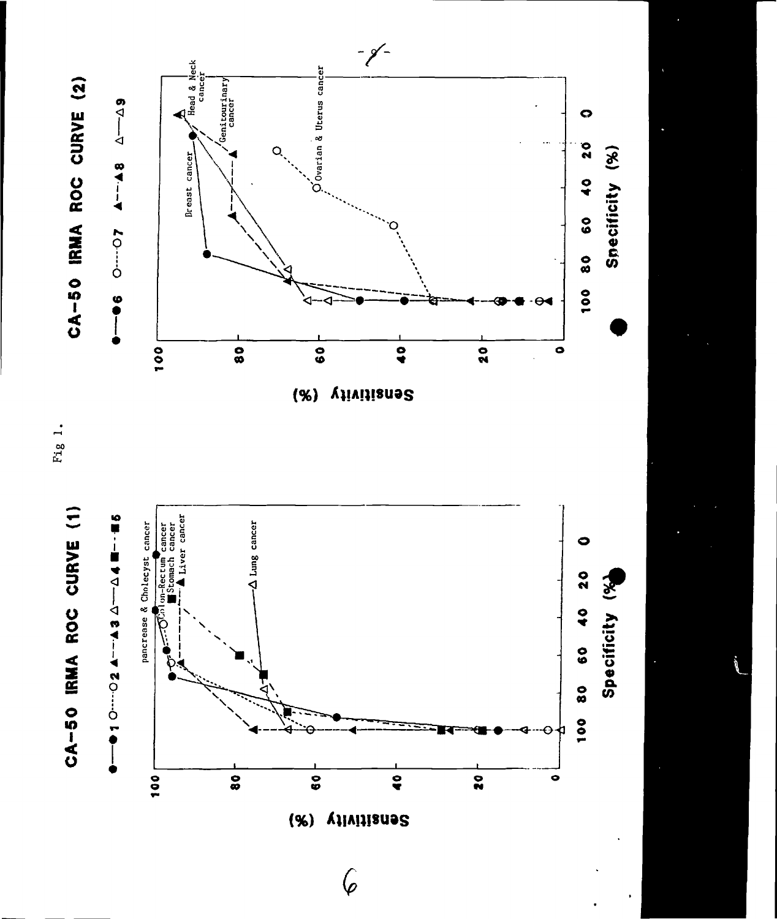Fig 1.

CA-50 IRMA ROC CURVE (1)

●—● 1 ○····○ 2 ▲- -▲ 3 △—△ 4 ■- -■ 5

pancrease & Cholecyst cancer
Colon-Rectum cancer
Stomach cancer
Liver cancer
Lung cancer

Sensitivity (%)

Specificity (%)

CA-50 IRMA ROC CURVE (2)

●—● 6 ○····○ 7 ▲- -▲ 8 △—△ 9

Head & Neck cancer
Genitourinary cancer
Breast cancer
Ovarian & Uterus cancer

Sensitivity (%)

Specificity (%)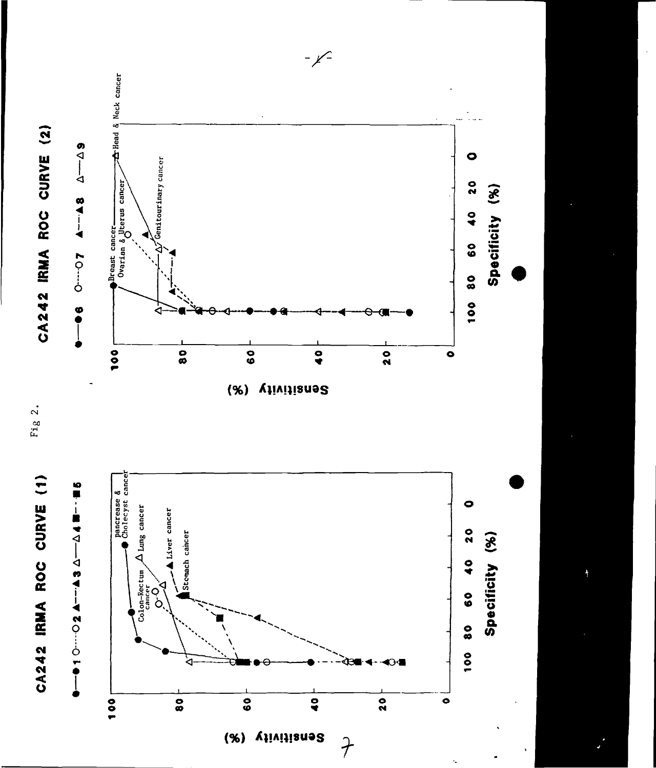Fig 2.

## CA242 IRMA ROC CURVE (1)

●—●1 ○----○2 ▲—▲3 △—△4 ■- -■5

Pancrease & Cholecyst cancer

Lung cancer

Liver cancer

Stomach cancer

Colon-Rectum cancer

Sensitivity (%)

Specificity (%)

## CA242 IRMA ROC CURVE (2)

●—●6 ○----○7 ▲—▲8 △—△9

Head & Neck cancer

Breast cancer

Ovarian & Uterus cancer

Genitourinary cancer

Sensitivity (%)

Specificity (%)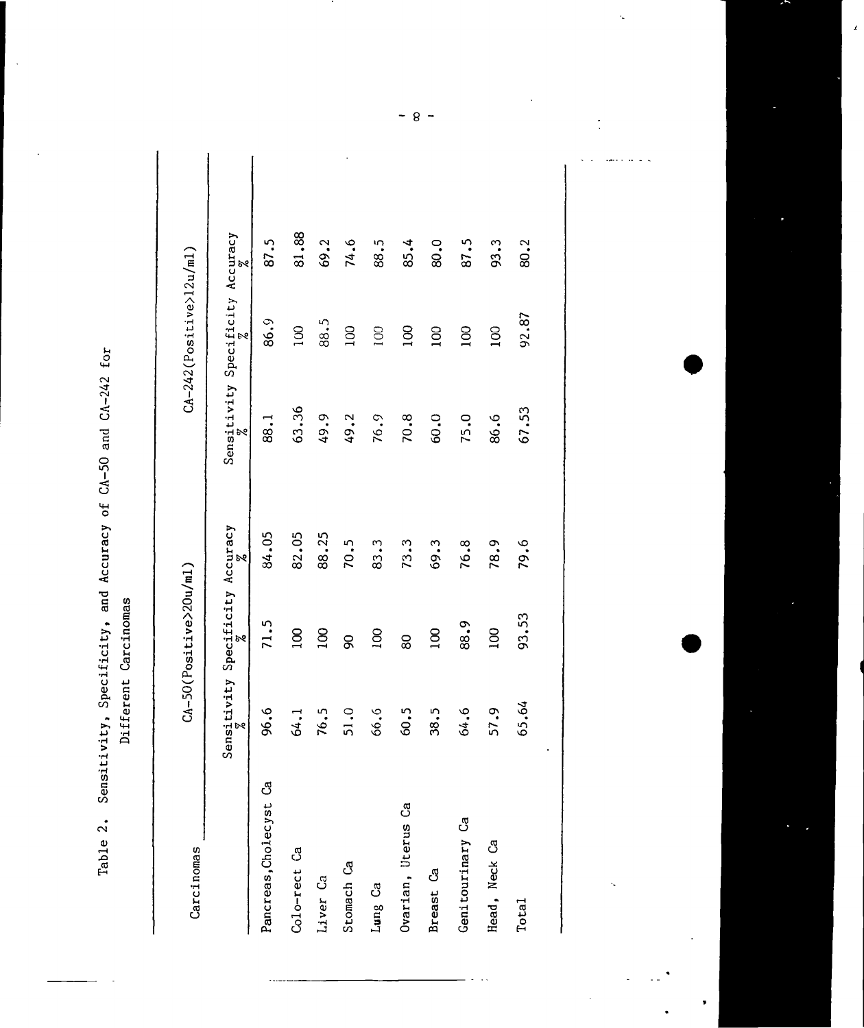Table 2. Sensitivity, Specificity, and Accuracy of CA-50 and CA-242 for Different Carcinomas

| Carcinomas | CA-50(Positive>20u/ml) | | | CA-242(Positive>12u/ml) | | |
|---|---|---|---|---|---|---|
| | Sensitivity % | Specificity % | Accuracy % | Sensitivity % | Specificity % | Accuracy % |
| Pancreas,Cholecyst Ca | 96.6 | 71.5 | 84.05 | 88.1 | 86.9 | 87.5 |
| Colo-rect Ca | 64.1 | 100 | 82.05 | 63.36 | 100 | 81.88 |
| Liver Ca | 76.5 | 100 | 88.25 | 49.9 | 88.5 | 69.2 |
| Stomach Ca | 51.0 | 90 | 70.5 | 49.2 | 100 | 74.6 |
| Lung Ca | 66.6 | 100 | 83.3 | 76.9 | 100 | 88.5 |
| Ovarian, Uterus Ca | 60.5 | 80 | 73.3 | 70.8 | 100 | 85.4 |
| Breast Ca | 38.5 | 100 | 69.3 | 60.0 | 100 | 80.0 |
| Genitourinary Ca | 64.6 | 88.9 | 76.8 | 75.0 | 100 | 87.5 |
| Head, Neck Ca | 57.9 | 100 | 78.9 | 86.6 | 100 | 93.3 |
| Total | 65.64 | 93.53 | 79.6 | 67.53 | 92.87 | 80.2 |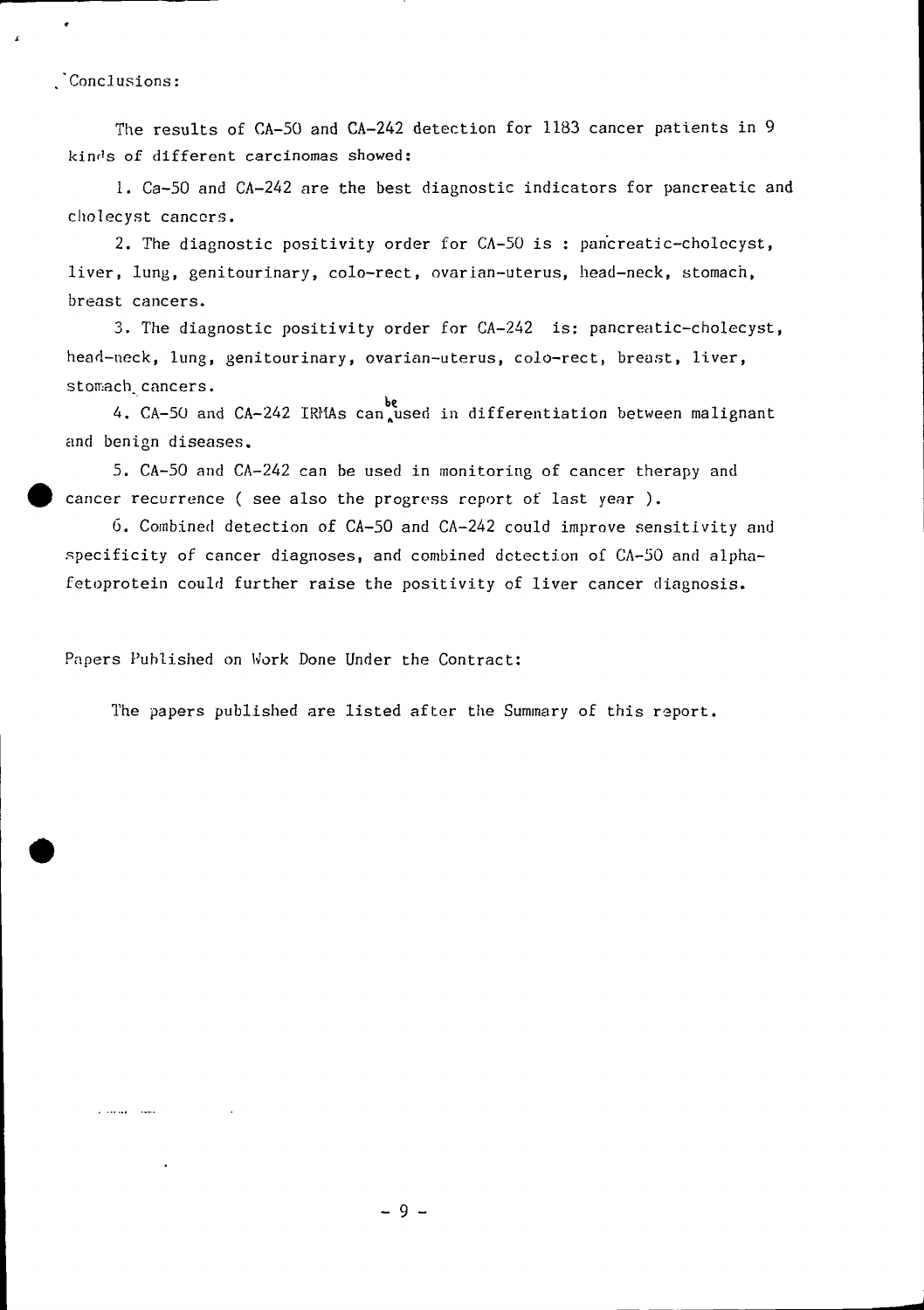Conclusions:

The results of CA-50 and CA-242 detection for 1183 cancer patients in 9 kinds of different carcinomas showed:

1. Ca-50 and CA-242 are the best diagnostic indicators for pancreatic and cholecyst cancers.

2. The diagnostic positivity order for CA-50 is : pancreatic-cholecyst, liver, lung, genitourinary, colo-rect, ovarian-uterus, head-neck, stomach, breast cancers.

3. The diagnostic positivity order for CA-242 is: pancreatic-cholecyst, head-neck, lung, genitourinary, ovarian-uterus, colo-rect, breast, liver, stomach cancers.

4. CA-50 and CA-242 IRMAs can be used in differentiation between malignant and benign diseases.

5. CA-50 and CA-242 can be used in monitoring of cancer therapy and cancer recurrence ( see also the progress report of last year ).

6. Combined detection of CA-50 and CA-242 could improve sensitivity and specificity of cancer diagnoses, and combined detection of CA-50 and alpha-fetoprotein could further raise the positivity of liver cancer diagnosis.

Papers Published on Work Done Under the Contract:

The papers published are listed after the Summary of this report.